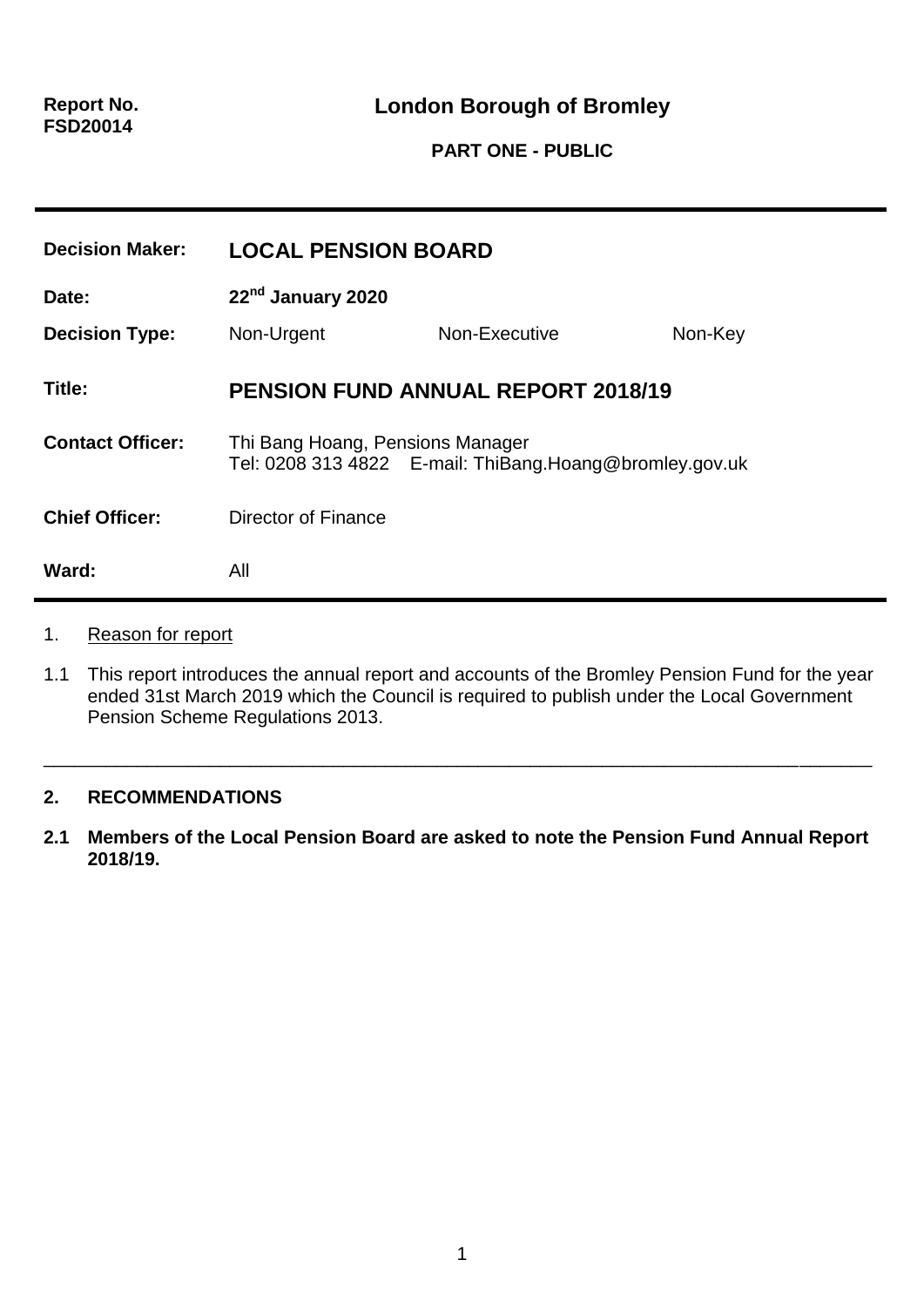**Report No. FSD20014**

## London Borough of Bromley

**PART ONE - PUBLIC**

---

| | | | |
|---|---|---|---|
| **Decision Maker:** | **LOCAL PENSION BOARD** | | |
| **Date:** | **22nd January 2020** | | |
| **Decision Type:** | Non-Urgent | Non-Executive | Non-Key |
| **Title:** | **PENSION FUND ANNUAL REPORT 2018/19** | | |
| **Contact Officer:** | Thi Bang Hoang, Pensions Manager<br>Tel: 0208 313 4822 E-mail: ThiBang.Hoang@bromley.gov.uk | | |
| **Chief Officer:** | Director of Finance | | |
| **Ward:** | All | | |

---

1. Reason for report

1.1 This report introduces the annual report and accounts of the Bromley Pension Fund for the year ended 31st March 2019 which the Council is required to publish under the Local Government Pension Scheme Regulations 2013.

---

**2. RECOMMENDATIONS**

**2.1 Members of the Local Pension Board are asked to note the Pension Fund Annual Report 2018/19.**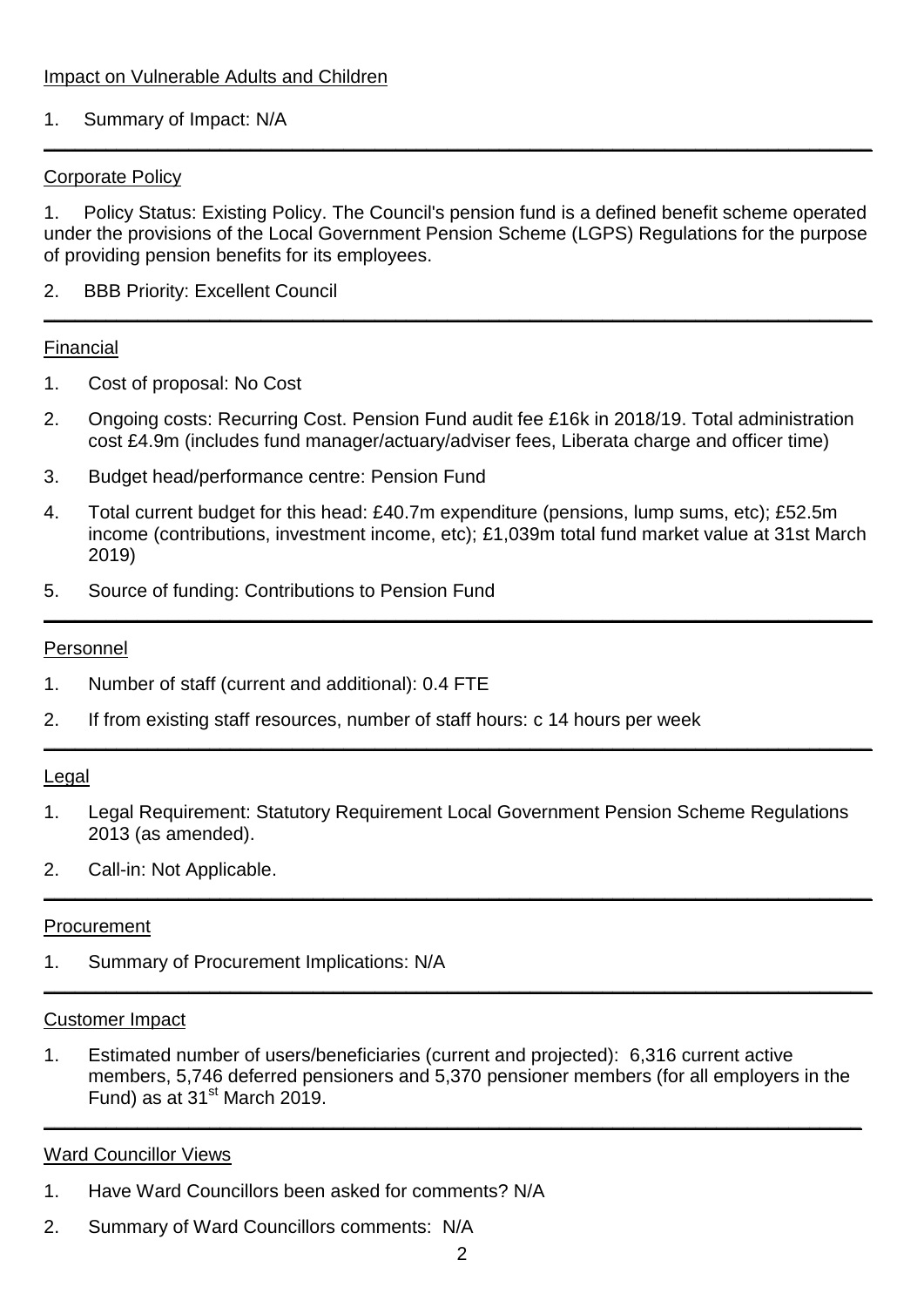Impact on Vulnerable Adults and Children

1. Summary of Impact: N/A

---

Corporate Policy

1. Policy Status: Existing Policy. The Council's pension fund is a defined benefit scheme operated under the provisions of the Local Government Pension Scheme (LGPS) Regulations for the purpose of providing pension benefits for its employees.
2. BBB Priority: Excellent Council

---

Financial

1. Cost of proposal: No Cost
2. Ongoing costs: Recurring Cost. Pension Fund audit fee £16k in 2018/19. Total administration cost £4.9m (includes fund manager/actuary/adviser fees, Liberata charge and officer time)
3. Budget head/performance centre: Pension Fund
4. Total current budget for this head: £40.7m expenditure (pensions, lump sums, etc); £52.5m income (contributions, investment income, etc); £1,039m total fund market value at 31st March 2019)
5. Source of funding: Contributions to Pension Fund

---

Personnel

1. Number of staff (current and additional): 0.4 FTE
2. If from existing staff resources, number of staff hours: c 14 hours per week

---

Legal

1. Legal Requirement: Statutory Requirement Local Government Pension Scheme Regulations 2013 (as amended).
2. Call-in: Not Applicable.

---

Procurement

1. Summary of Procurement Implications: N/A

---

Customer Impact

1. Estimated number of users/beneficiaries (current and projected): 6,316 current active members, 5,746 deferred pensioners and 5,370 pensioner members (for all employers in the Fund) as at 31st March 2019.

---

Ward Councillor Views

1. Have Ward Councillors been asked for comments? N/A
2. Summary of Ward Councillors comments: N/A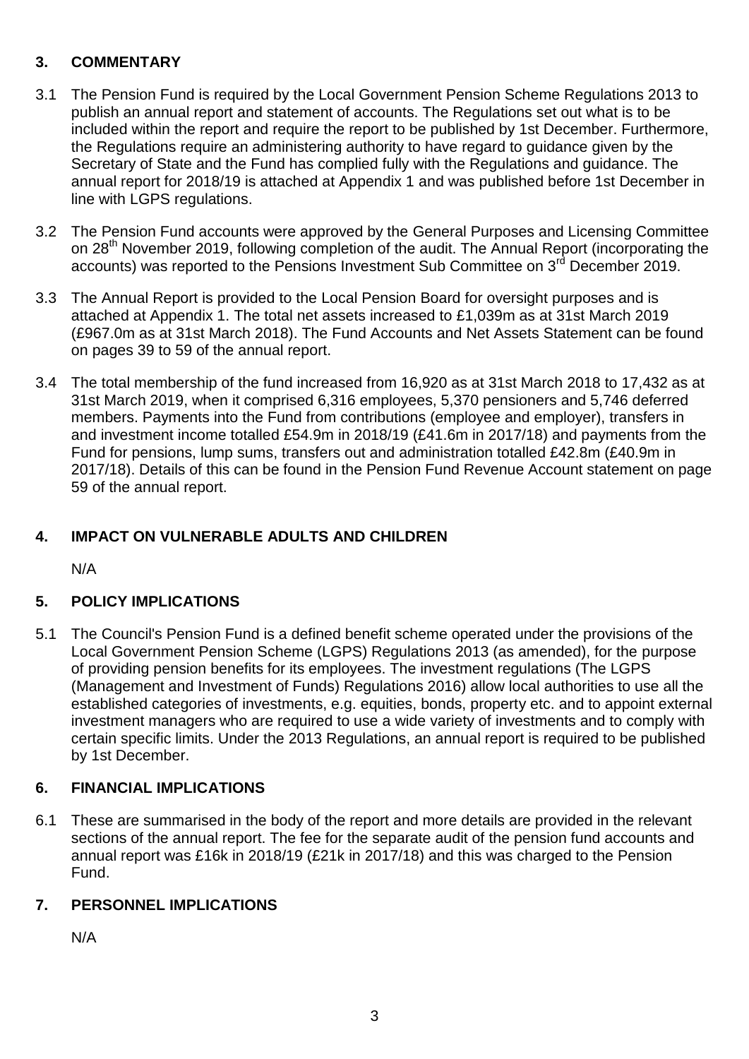## 3. COMMENTARY

3.1 The Pension Fund is required by the Local Government Pension Scheme Regulations 2013 to publish an annual report and statement of accounts. The Regulations set out what is to be included within the report and require the report to be published by 1st December. Furthermore, the Regulations require an administering authority to have regard to guidance given by the Secretary of State and the Fund has complied fully with the Regulations and guidance. The annual report for 2018/19 is attached at Appendix 1 and was published before 1st December in line with LGPS regulations.

3.2 The Pension Fund accounts were approved by the General Purposes and Licensing Committee on 28th November 2019, following completion of the audit. The Annual Report (incorporating the accounts) was reported to the Pensions Investment Sub Committee on 3rd December 2019.

3.3 The Annual Report is provided to the Local Pension Board for oversight purposes and is attached at Appendix 1. The total net assets increased to £1,039m as at 31st March 2019 (£967.0m as at 31st March 2018). The Fund Accounts and Net Assets Statement can be found on pages 39 to 59 of the annual report.

3.4 The total membership of the fund increased from 16,920 as at 31st March 2018 to 17,432 as at 31st March 2019, when it comprised 6,316 employees, 5,370 pensioners and 5,746 deferred members. Payments into the Fund from contributions (employee and employer), transfers in and investment income totalled £54.9m in 2018/19 (£41.6m in 2017/18) and payments from the Fund for pensions, lump sums, transfers out and administration totalled £42.8m (£40.9m in 2017/18). Details of this can be found in the Pension Fund Revenue Account statement on page 59 of the annual report.

## 4. IMPACT ON VULNERABLE ADULTS AND CHILDREN

N/A

## 5. POLICY IMPLICATIONS

5.1 The Council's Pension Fund is a defined benefit scheme operated under the provisions of the Local Government Pension Scheme (LGPS) Regulations 2013 (as amended), for the purpose of providing pension benefits for its employees. The investment regulations (The LGPS (Management and Investment of Funds) Regulations 2016) allow local authorities to use all the established categories of investments, e.g. equities, bonds, property etc. and to appoint external investment managers who are required to use a wide variety of investments and to comply with certain specific limits. Under the 2013 Regulations, an annual report is required to be published by 1st December.

## 6. FINANCIAL IMPLICATIONS

6.1 These are summarised in the body of the report and more details are provided in the relevant sections of the annual report. The fee for the separate audit of the pension fund accounts and annual report was £16k in 2018/19 (£21k in 2017/18) and this was charged to the Pension Fund.

## 7. PERSONNEL IMPLICATIONS

N/A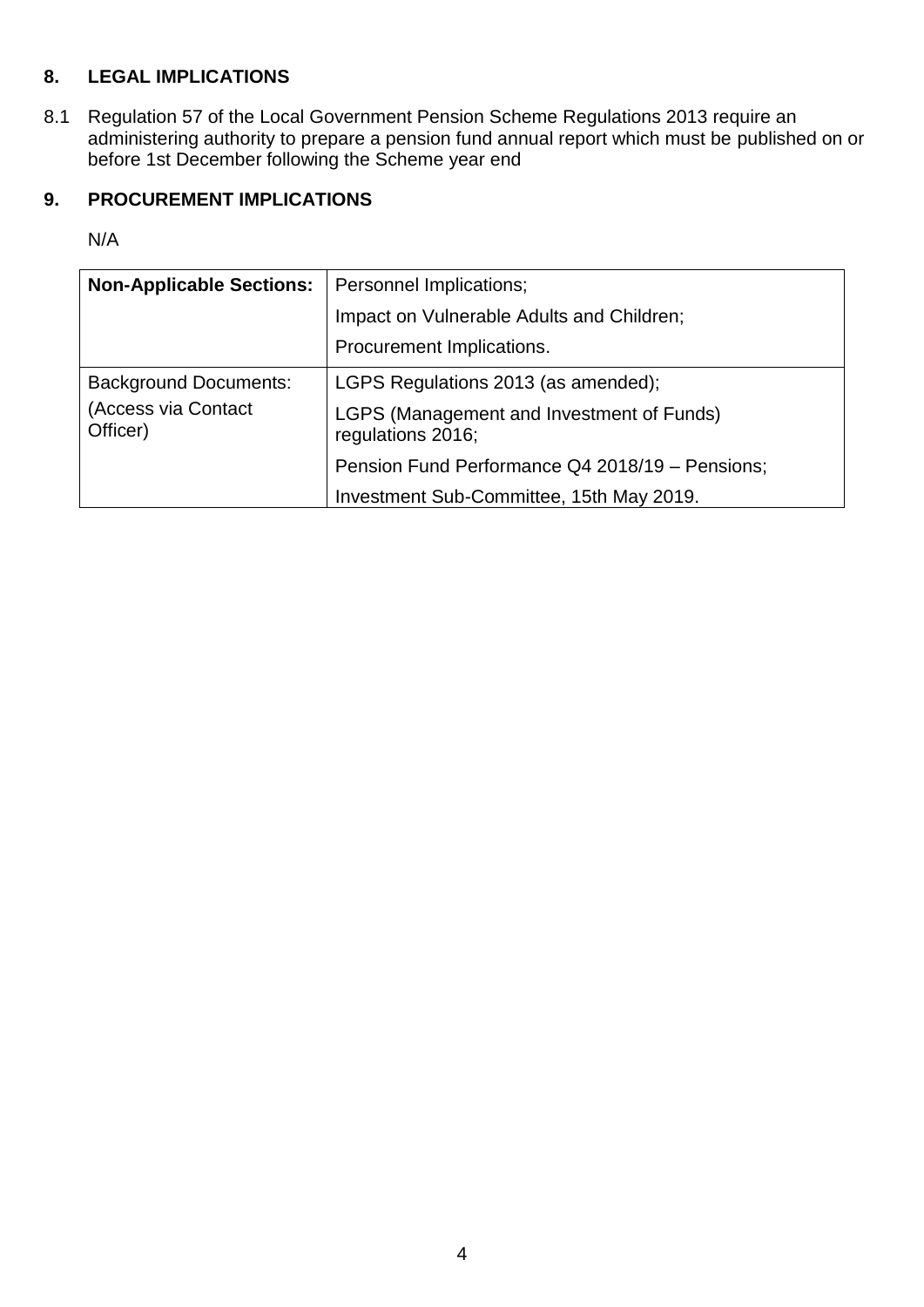## 8. LEGAL IMPLICATIONS

8.1 Regulation 57 of the Local Government Pension Scheme Regulations 2013 require an administering authority to prepare a pension fund annual report which must be published on or before 1st December following the Scheme year end

## 9. PROCUREMENT IMPLICATIONS

N/A

| | |
|---|---|
| **Non-Applicable Sections:** | Personnel Implications;<br>Impact on Vulnerable Adults and Children;<br>Procurement Implications. |
| Background Documents:<br>(Access via Contact Officer) | LGPS Regulations 2013 (as amended);<br>LGPS (Management and Investment of Funds) regulations 2016;<br>Pension Fund Performance Q4 2018/19 – Pensions;<br>Investment Sub-Committee, 15th May 2019. |